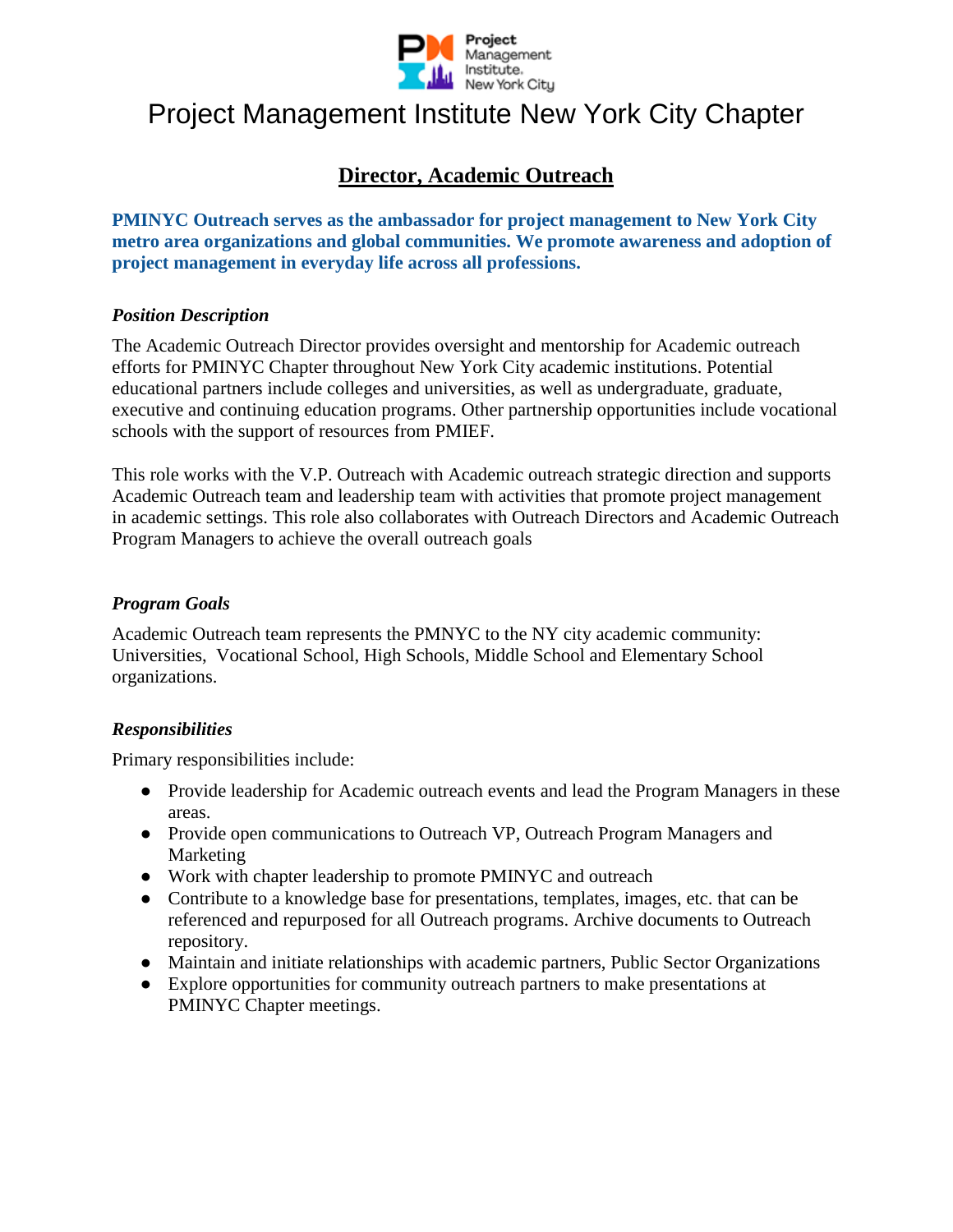# Project Management Institute New York City Chapter

## Director, Academic Outreach

**PMINYC Outreach serves as the ambassador for project management to New York City metro area organizations and global communities. We promote awareness and adoption of project management in everyday life across all professions.**

### *Position Description*

The Academic Outreach Director provides oversight and mentorship for Academic outreach efforts for PMINYC Chapter throughout New York City academic institutions. Potential educational partners include colleges and universities, as well as undergraduate, graduate, executive and continuing education programs. Other partnership opportunities include vocational schools with the support of resources from PMIEF.

This role works with the V.P. Outreach with Academic outreach strategic direction and supports Academic Outreach team and leadership team with activities that promote project management in academic settings. This role also collaborates with Outreach Directors and Academic Outreach Program Managers to achieve the overall outreach goals

### *Program Goals*

Academic Outreach team represents the PMNYC to the NY city academic community: Universities, Vocational School, High Schools, Middle School and Elementary School organizations.

### *Responsibilities*

Primary responsibilities include:

- Provide leadership for Academic outreach events and lead the Program Managers in these areas.
- Provide open communications to Outreach VP, Outreach Program Managers and Marketing
- Work with chapter leadership to promote PMINYC and outreach
- Contribute to a knowledge base for presentations, templates, images, etc. that can be referenced and repurposed for all Outreach programs. Archive documents to Outreach repository.
- Maintain and initiate relationships with academic partners, Public Sector Organizations
- Explore opportunities for community outreach partners to make presentations at PMINYC Chapter meetings.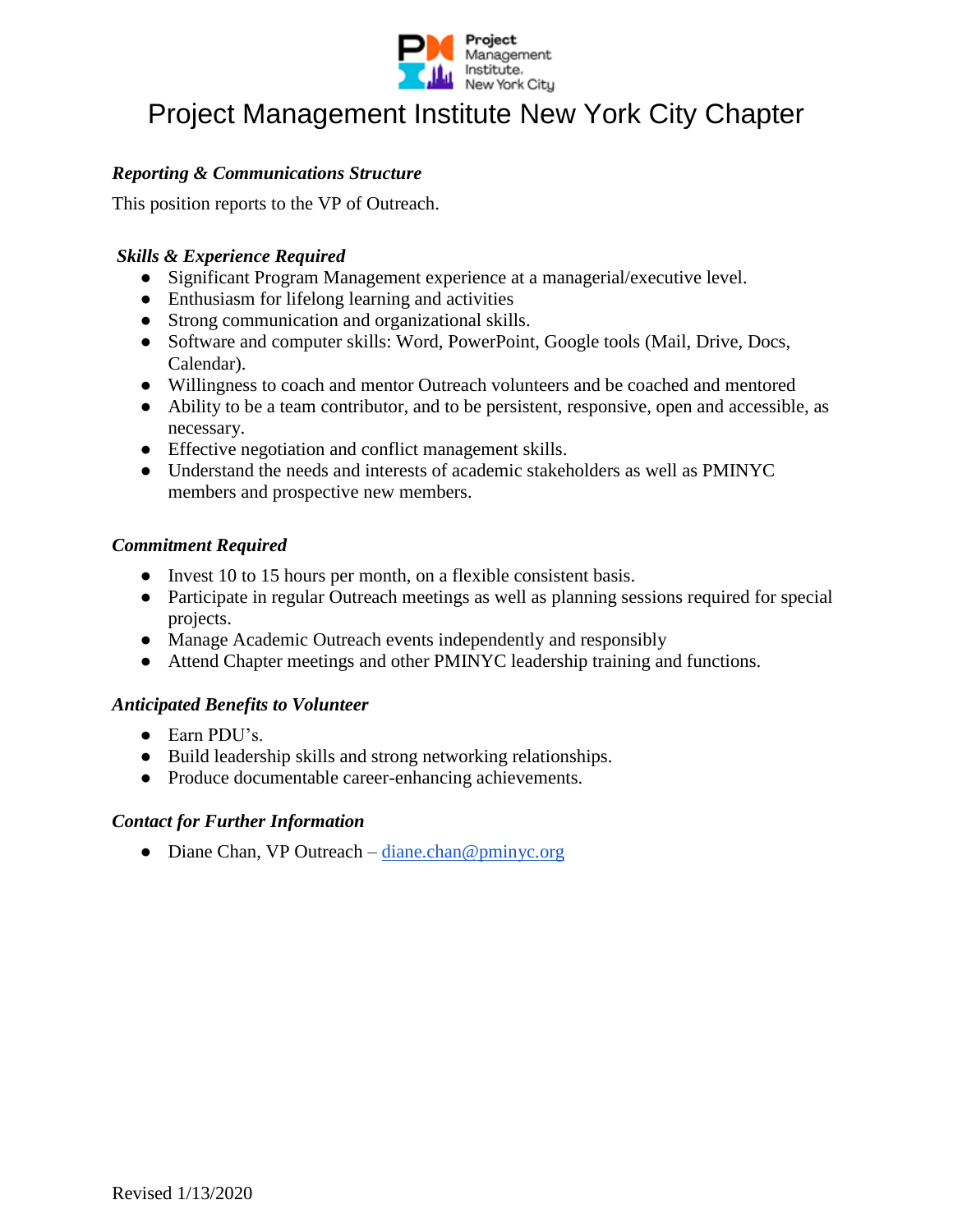# Project Management Institute New York City Chapter

***Reporting & Communications Structure***

This position reports to the VP of Outreach.

***Skills & Experience Required***

- Significant Program Management experience at a managerial/executive level.
- Enthusiasm for lifelong learning and activities
- Strong communication and organizational skills.
- Software and computer skills: Word, PowerPoint, Google tools (Mail, Drive, Docs, Calendar).
- Willingness to coach and mentor Outreach volunteers and be coached and mentored
- Ability to be a team contributor, and to be persistent, responsive, open and accessible, as necessary.
- Effective negotiation and conflict management skills.
- Understand the needs and interests of academic stakeholders as well as PMINYC members and prospective new members.

***Commitment Required***

- Invest 10 to 15 hours per month, on a flexible consistent basis.
- Participate in regular Outreach meetings as well as planning sessions required for special projects.
- Manage Academic Outreach events independently and responsibly
- Attend Chapter meetings and other PMINYC leadership training and functions.

***Anticipated Benefits to Volunteer***

- Earn PDU's.
- Build leadership skills and strong networking relationships.
- Produce documentable career-enhancing achievements.

***Contact for Further Information***

- Diane Chan, VP Outreach – diane.chan@pminyc.org

Revised 1/13/2020